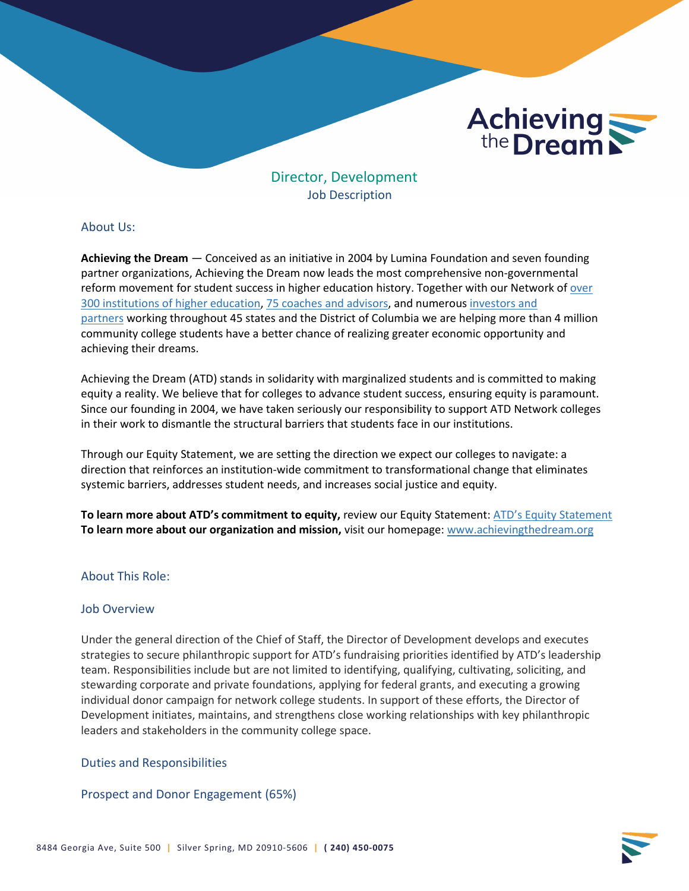# Director, Development

Job Description

## About Us:

**Achieving the Dream** — Conceived as an initiative in 2004 by Lumina Foundation and seven founding partner organizations, Achieving the Dream now leads the most comprehensive non-governmental reform movement for student success in higher education history. Together with our Network of over 300 institutions of higher education, 75 coaches and advisors, and numerous investors and partners working throughout 45 states and the District of Columbia we are helping more than 4 million community college students have a better chance of realizing greater economic opportunity and achieving their dreams.

Achieving the Dream (ATD) stands in solidarity with marginalized students and is committed to making equity a reality. We believe that for colleges to advance student success, ensuring equity is paramount. Since our founding in 2004, we have taken seriously our responsibility to support ATD Network colleges in their work to dismantle the structural barriers that students face in our institutions.

Through our Equity Statement, we are setting the direction we expect our colleges to navigate: a direction that reinforces an institution-wide commitment to transformational change that eliminates systemic barriers, addresses student needs, and increases social justice and equity.

**To learn more about ATD's commitment to equity,** review our Equity Statement: ATD's Equity Statement
**To learn more about our organization and mission,** visit our homepage: www.achievingthedream.org

## About This Role:

### Job Overview

Under the general direction of the Chief of Staff, the Director of Development develops and executes strategies to secure philanthropic support for ATD's fundraising priorities identified by ATD's leadership team. Responsibilities include but are not limited to identifying, qualifying, cultivating, soliciting, and stewarding corporate and private foundations, applying for federal grants, and executing a growing individual donor campaign for network college students. In support of these efforts, the Director of Development initiates, maintains, and strengthens close working relationships with key philanthropic leaders and stakeholders in the community college space.

### Duties and Responsibilities

#### Prospect and Donor Engagement (65%)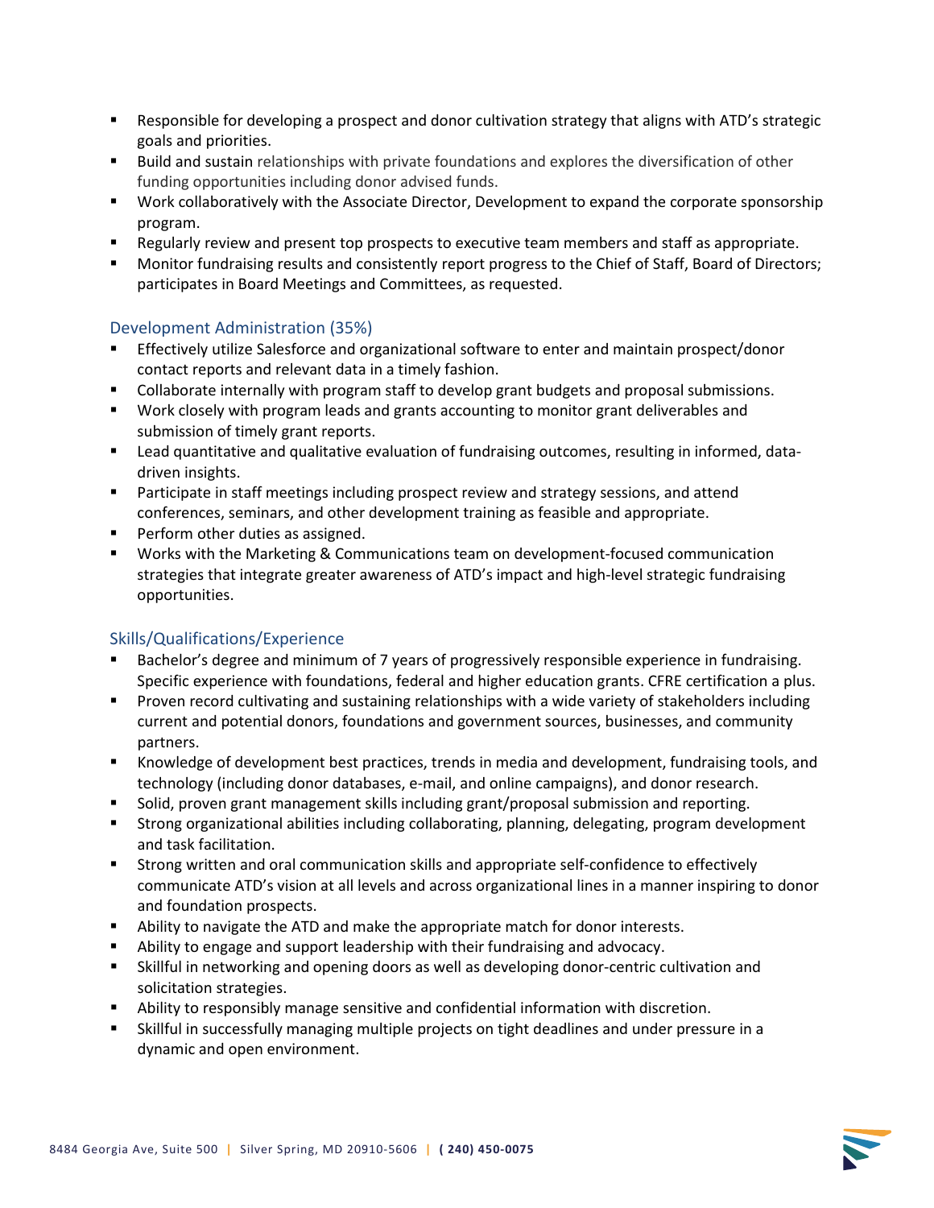- Responsible for developing a prospect and donor cultivation strategy that aligns with ATD's strategic goals and priorities.
- Build and sustain relationships with private foundations and explores the diversification of other funding opportunities including donor advised funds.
- Work collaboratively with the Associate Director, Development to expand the corporate sponsorship program.
- Regularly review and present top prospects to executive team members and staff as appropriate.
- Monitor fundraising results and consistently report progress to the Chief of Staff, Board of Directors; participates in Board Meetings and Committees, as requested.

## Development Administration (35%)

- Effectively utilize Salesforce and organizational software to enter and maintain prospect/donor contact reports and relevant data in a timely fashion.
- Collaborate internally with program staff to develop grant budgets and proposal submissions.
- Work closely with program leads and grants accounting to monitor grant deliverables and submission of timely grant reports.
- Lead quantitative and qualitative evaluation of fundraising outcomes, resulting in informed, data-driven insights.
- Participate in staff meetings including prospect review and strategy sessions, and attend conferences, seminars, and other development training as feasible and appropriate.
- Perform other duties as assigned.
- Works with the Marketing & Communications team on development-focused communication strategies that integrate greater awareness of ATD's impact and high-level strategic fundraising opportunities.

## Skills/Qualifications/Experience

- Bachelor's degree and minimum of 7 years of progressively responsible experience in fundraising. Specific experience with foundations, federal and higher education grants. CFRE certification a plus.
- Proven record cultivating and sustaining relationships with a wide variety of stakeholders including current and potential donors, foundations and government sources, businesses, and community partners.
- Knowledge of development best practices, trends in media and development, fundraising tools, and technology (including donor databases, e-mail, and online campaigns), and donor research.
- Solid, proven grant management skills including grant/proposal submission and reporting.
- Strong organizational abilities including collaborating, planning, delegating, program development and task facilitation.
- Strong written and oral communication skills and appropriate self-confidence to effectively communicate ATD's vision at all levels and across organizational lines in a manner inspiring to donor and foundation prospects.
- Ability to navigate the ATD and make the appropriate match for donor interests.
- Ability to engage and support leadership with their fundraising and advocacy.
- Skillful in networking and opening doors as well as developing donor-centric cultivation and solicitation strategies.
- Ability to responsibly manage sensitive and confidential information with discretion.
- Skillful in successfully managing multiple projects on tight deadlines and under pressure in a dynamic and open environment.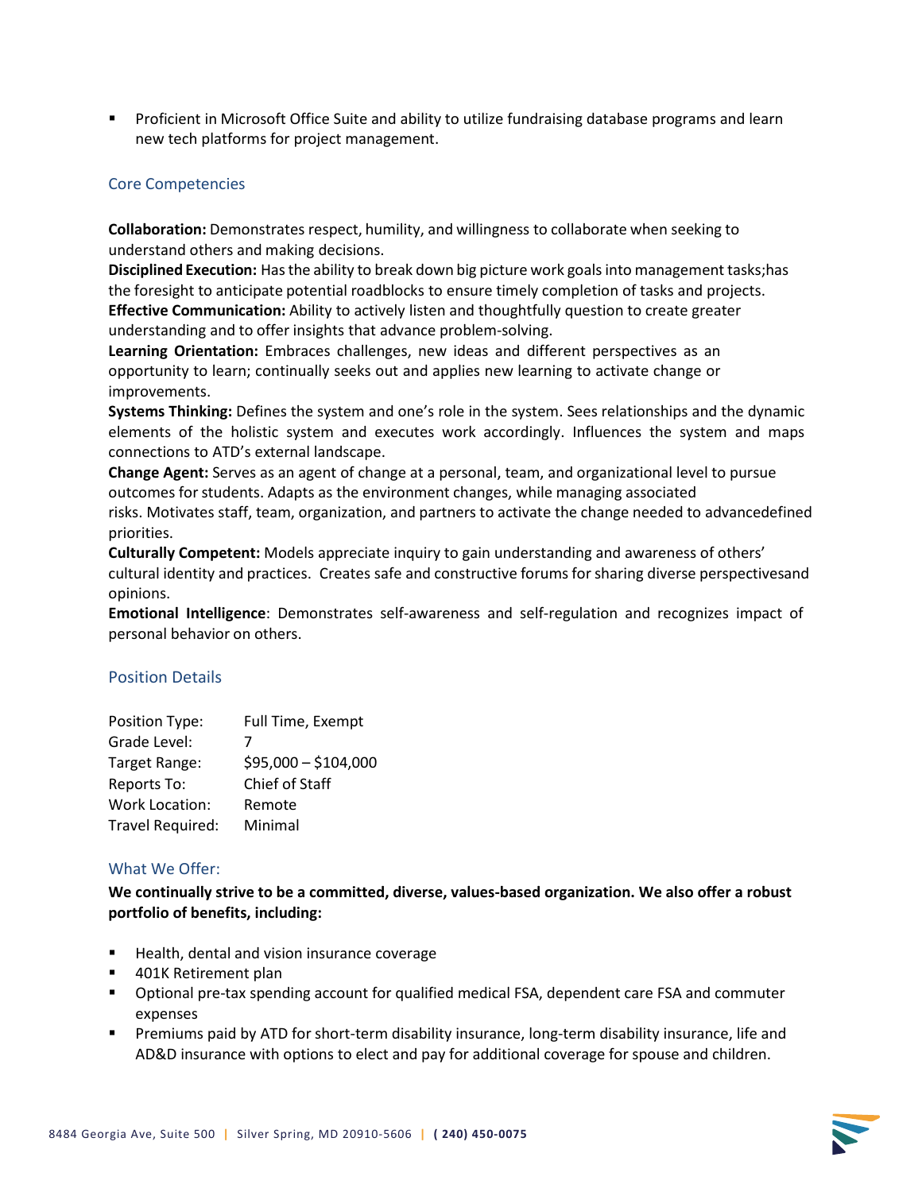- Proficient in Microsoft Office Suite and ability to utilize fundraising database programs and learn new tech platforms for project management.

## Core Competencies

**Collaboration:** Demonstrates respect, humility, and willingness to collaborate when seeking to understand others and making decisions.
**Disciplined Execution:** Has the ability to break down big picture work goals into management tasks;has the foresight to anticipate potential roadblocks to ensure timely completion of tasks and projects.
**Effective Communication:** Ability to actively listen and thoughtfully question to create greater understanding and to offer insights that advance problem-solving.
**Learning Orientation:** Embraces challenges, new ideas and different perspectives as an opportunity to learn; continually seeks out and applies new learning to activate change or improvements.
**Systems Thinking:** Defines the system and one's role in the system. Sees relationships and the dynamic elements of the holistic system and executes work accordingly. Influences the system and maps connections to ATD's external landscape.
**Change Agent:** Serves as an agent of change at a personal, team, and organizational level to pursue outcomes for students. Adapts as the environment changes, while managing associated risks. Motivates staff, team, organization, and partners to activate the change needed to advancedefined priorities.
**Culturally Competent:** Models appreciate inquiry to gain understanding and awareness of others' cultural identity and practices. Creates safe and constructive forums for sharing diverse perspectivesand opinions.
**Emotional Intelligence**: Demonstrates self-awareness and self-regulation and recognizes impact of personal behavior on others.

## Position Details

| | |
|---|---|
| Position Type: | Full Time, Exempt |
| Grade Level: | 7 |
| Target Range: | $95,000 – $104,000 |
| Reports To: | Chief of Staff |
| Work Location: | Remote |
| Travel Required: | Minimal |

## What We Offer:

**We continually strive to be a committed, diverse, values-based organization. We also offer a robust portfolio of benefits, including:**

- Health, dental and vision insurance coverage
- 401K Retirement plan
- Optional pre-tax spending account for qualified medical FSA, dependent care FSA and commuter expenses
- Premiums paid by ATD for short-term disability insurance, long-term disability insurance, life and AD&D insurance with options to elect and pay for additional coverage for spouse and children.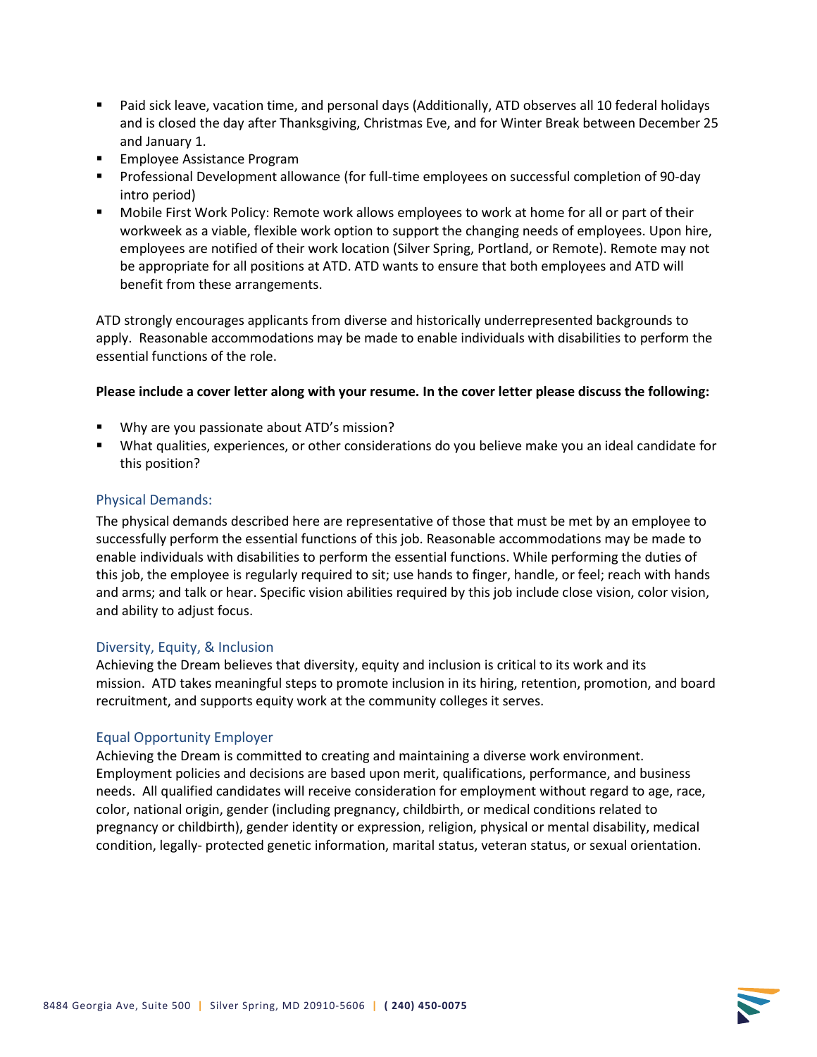- Paid sick leave, vacation time, and personal days (Additionally, ATD observes all 10 federal holidays and is closed the day after Thanksgiving, Christmas Eve, and for Winter Break between December 25 and January 1.
- Employee Assistance Program
- Professional Development allowance (for full-time employees on successful completion of 90-day intro period)
- Mobile First Work Policy: Remote work allows employees to work at home for all or part of their workweek as a viable, flexible work option to support the changing needs of employees. Upon hire, employees are notified of their work location (Silver Spring, Portland, or Remote). Remote may not be appropriate for all positions at ATD. ATD wants to ensure that both employees and ATD will benefit from these arrangements.

ATD strongly encourages applicants from diverse and historically underrepresented backgrounds to apply. Reasonable accommodations may be made to enable individuals with disabilities to perform the essential functions of the role.

**Please include a cover letter along with your resume. In the cover letter please discuss the following:**

- Why are you passionate about ATD's mission?
- What qualities, experiences, or other considerations do you believe make you an ideal candidate for this position?

## Physical Demands:

The physical demands described here are representative of those that must be met by an employee to successfully perform the essential functions of this job. Reasonable accommodations may be made to enable individuals with disabilities to perform the essential functions. While performing the duties of this job, the employee is regularly required to sit; use hands to finger, handle, or feel; reach with hands and arms; and talk or hear. Specific vision abilities required by this job include close vision, color vision, and ability to adjust focus.

## Diversity, Equity, & Inclusion

Achieving the Dream believes that diversity, equity and inclusion is critical to its work and its mission. ATD takes meaningful steps to promote inclusion in its hiring, retention, promotion, and board recruitment, and supports equity work at the community colleges it serves.

## Equal Opportunity Employer

Achieving the Dream is committed to creating and maintaining a diverse work environment. Employment policies and decisions are based upon merit, qualifications, performance, and business needs. All qualified candidates will receive consideration for employment without regard to age, race, color, national origin, gender (including pregnancy, childbirth, or medical conditions related to pregnancy or childbirth), gender identity or expression, religion, physical or mental disability, medical condition, legally- protected genetic information, marital status, veteran status, or sexual orientation.